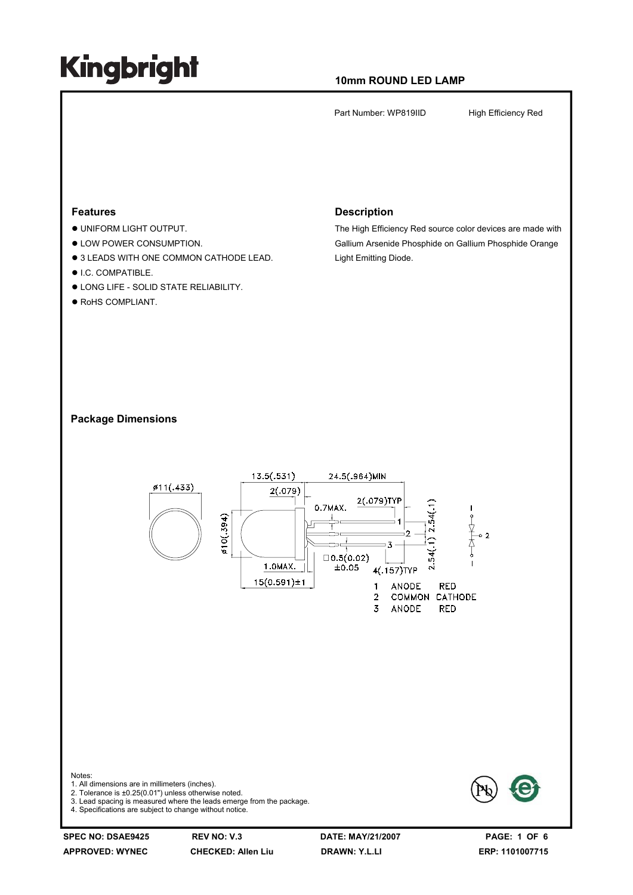# Kingbright

**10mm ROUND LED LAMP**

Part Number: WP819IID High Efficiency Red

## Features

- UNIFORM LIGHT OUTPUT.
- LOW POWER CONSUMPTION.
- 3 LEADS WITH ONE COMMON CATHODE LEAD.
- I.C. COMPATIBLE.
- LONG LIFE - SOLID STATE RELIABILITY.
- RoHS COMPLIANT.

## Description

The High Efficiency Red source color devices are made with Gallium Arsenide Phosphide on Gallium Phosphide Orange Light Emitting Diode.

## Package Dimensions

| Pin | Function | Color |
|---|---|---|
| 1 | ANODE | RED |
| 2 | COMMON CATHODE | |
| 3 | ANODE | RED |

Notes:
1. All dimensions are in millimeters (inches).
2. Tolerance is ±0.25(0.01") unless otherwise noted.
3. Lead spacing is measured where the leads emerge from the package.
4. Specifications are subject to change without notice.

SPEC NO: DSAE9425 REV NO: V.3 DATE: MAY/21/2007
APPROVED: WYNEC CHECKED: Allen Liu DRAWN: Y.L.LI ERP: 1101007715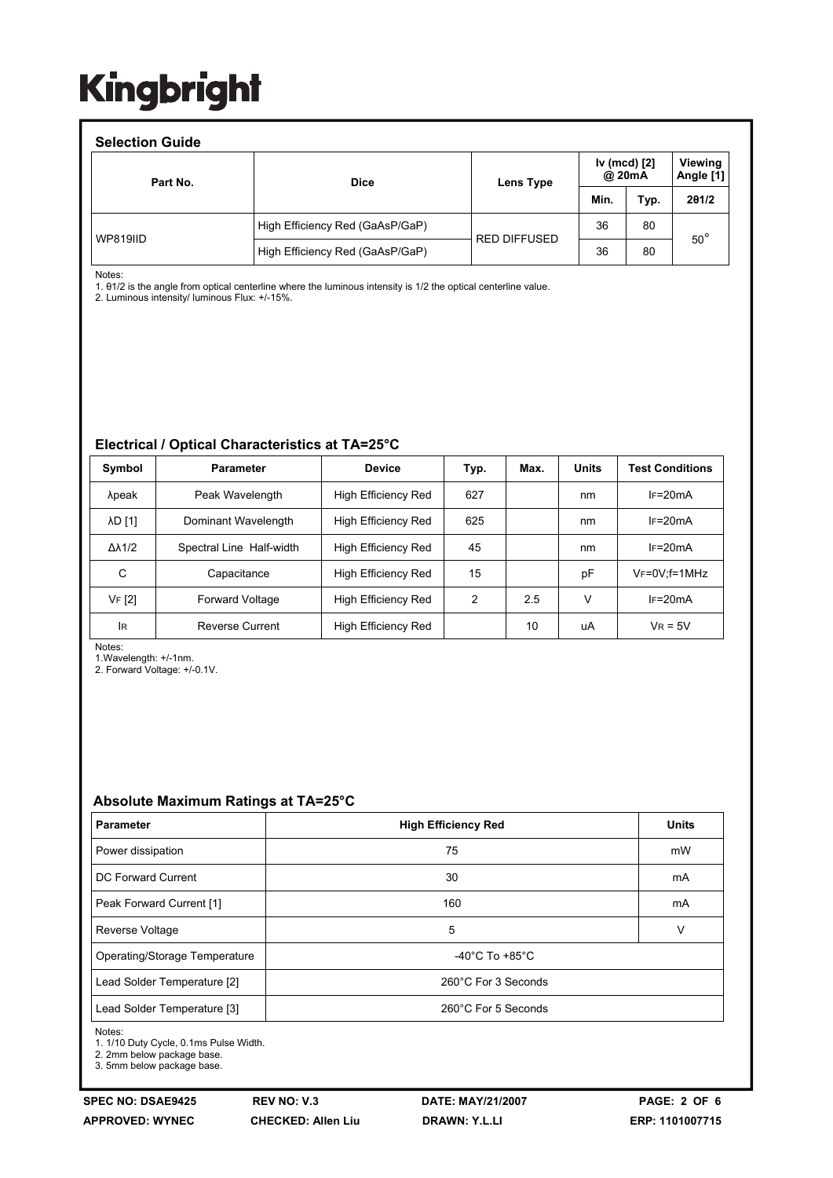## Selection Guide

| Part No. | Dice | Lens Type | Iv (mcd) [2] @ 20mA | | Viewing Angle [1] |
|---|---|---|---|---|---|
| | | | Min. | Typ. | 2θ1/2 |
| WP819IID | High Efficiency Red (GaAsP/GaP) | RED DIFFUSED | 36 | 80 | 50° |
| | High Efficiency Red (GaAsP/GaP) | | 36 | 80 | |

Notes:
1. θ1/2 is the angle from optical centerline where the luminous intensity is 1/2 the optical centerline value.
2. Luminous intensity/ luminous Flux: +/-15%.

## Electrical / Optical Characteristics at TA=25°C

| Symbol | Parameter | Device | Typ. | Max. | Units | Test Conditions |
|---|---|---|---|---|---|---|
| λpeak | Peak Wavelength | High Efficiency Red | 627 | | nm | IF=20mA |
| λD [1] | Dominant Wavelength | High Efficiency Red | 625 | | nm | IF=20mA |
| Δλ1/2 | Spectral Line Half-width | High Efficiency Red | 45 | | nm | IF=20mA |
| C | Capacitance | High Efficiency Red | 15 | | pF | VF=0V;f=1MHz |
| VF [2] | Forward Voltage | High Efficiency Red | 2 | 2.5 | V | IF=20mA |
| IR | Reverse Current | High Efficiency Red | | 10 | uA | VR = 5V |

Notes:
1.Wavelength: +/-1nm.
2. Forward Voltage: +/-0.1V.

## Absolute Maximum Ratings at TA=25°C

| Parameter | High Efficiency Red | Units |
|---|---|---|
| Power dissipation | 75 | mW |
| DC Forward Current | 30 | mA |
| Peak Forward Current [1] | 160 | mA |
| Reverse Voltage | 5 | V |
| Operating/Storage Temperature | -40°C To +85°C | |
| Lead Solder Temperature [2] | 260°C For 3 Seconds | |
| Lead Solder Temperature [3] | 260°C For 5 Seconds | |

Notes:
1. 1/10 Duty Cycle, 0.1ms Pulse Width.
2. 2mm below package base.
3. 5mm below package base.

SPEC NO: DSAE9425 REV NO: V.3 DATE: MAY/21/2007
APPROVED: WYNEC CHECKED: Allen Liu DRAWN: Y.L.LI ERP: 1101007715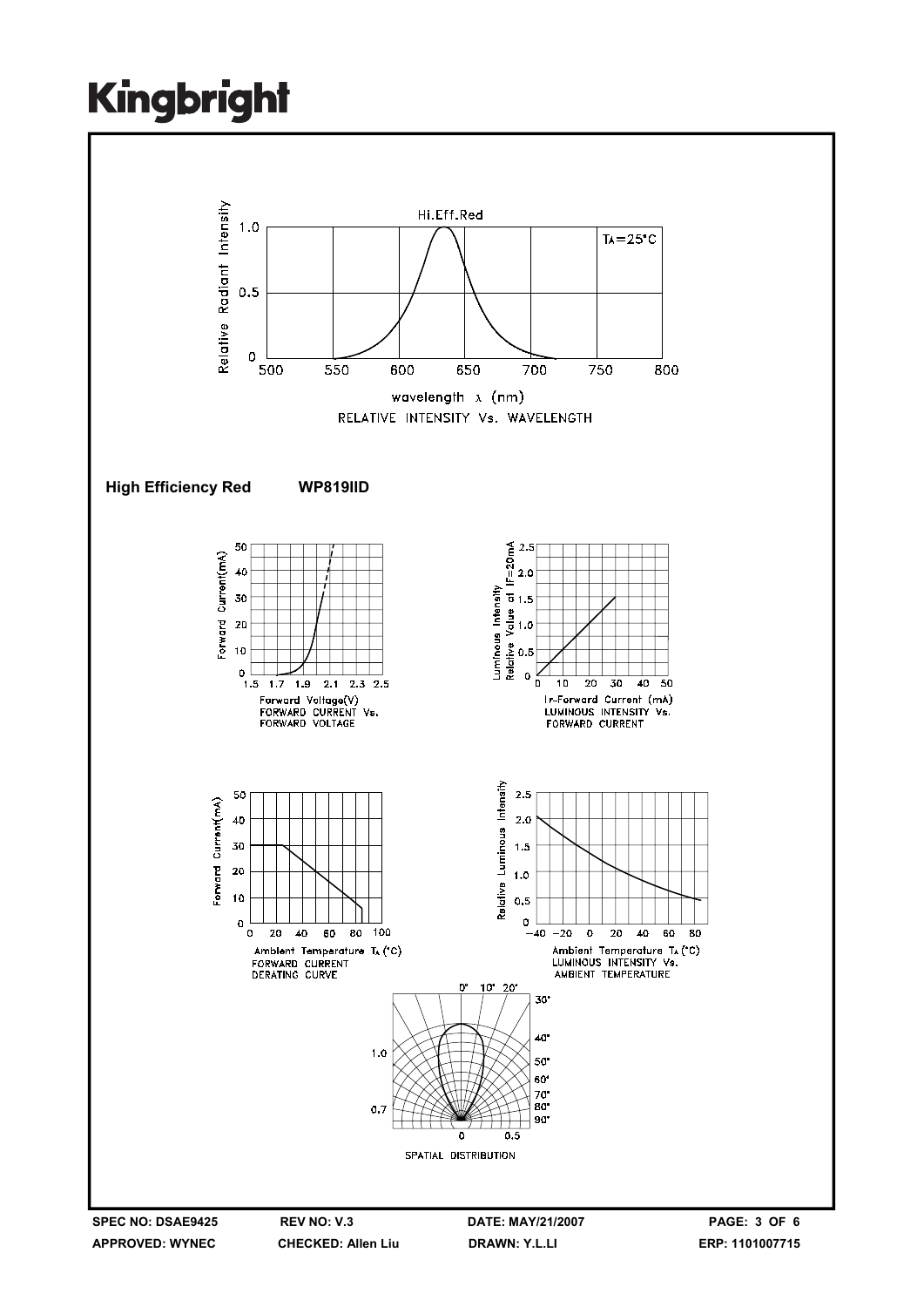# Kingbright

Hi.Eff.Red

$T_A=25°C$

Relative Radiant Intensity

wavelength λ (nm)

RELATIVE INTENSITY Vs. WAVELENGTH

**High Efficiency Red          WP819IID**

FORWARD CURRENT Vs. FORWARD VOLTAGE

LUMINOUS INTENSITY Vs. FORWARD CURRENT

FORWARD CURRENT DERATING CURVE

LUMINOUS INTENSITY Vs. AMBIENT TEMPERATURE

SPATIAL DISTRIBUTION

| SPEC NO: DSAE9425 | REV NO: V.3 | DATE: MAY/21/2007 | PAGE: 3 OF 6 |
|---|---|---|---|
| APPROVED: WYNEC | CHECKED: Allen Liu | DRAWN: Y.L.LI | ERP: 1101007715 |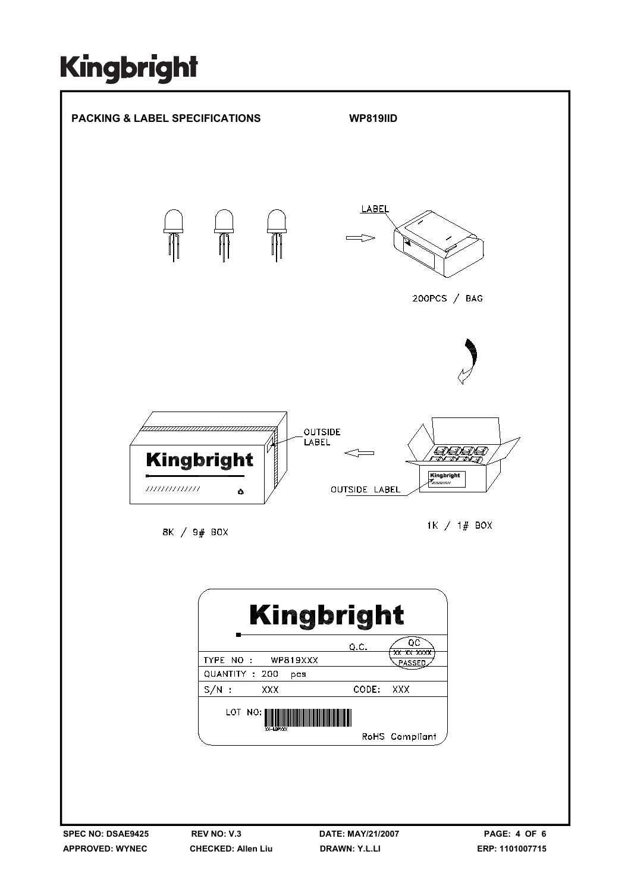**PACKING & LABEL SPECIFICATIONS** **WP819IID**

LABEL

200PCS / BAG

OUTSIDE LABEL

OUTSIDE LABEL

8K / 9# BOX

1K / 1# BOX

Kingbright

Q.C. QC XX XX XXXX PASSED

TYPE NO : WP819XXX

QUANTITY : 200 pcs

S/N : XXX CODE: XXX

LOT NO:

RoHS Compliant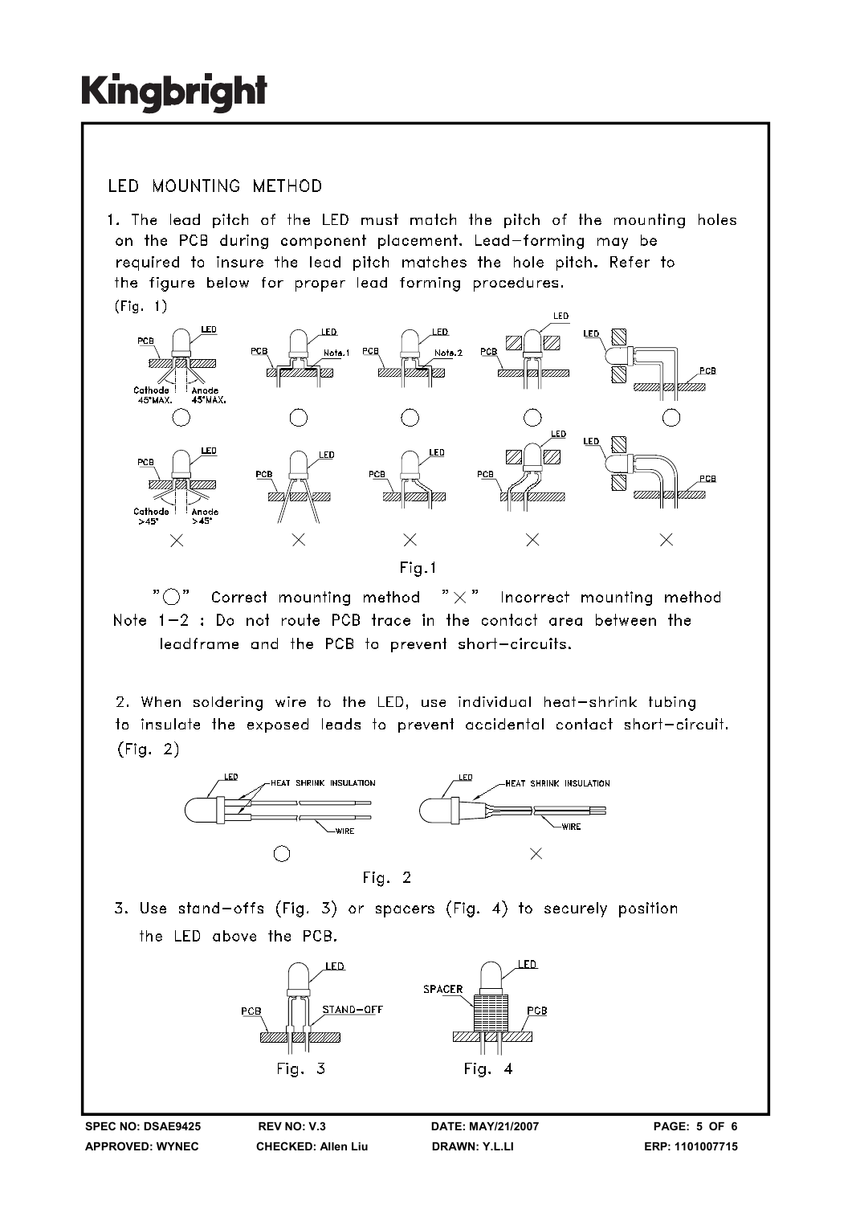## LED MOUNTING METHOD

1. The lead pitch of the LED must match the pitch of the mounting holes on the PCB during component placement. Lead-forming may be required to insure the lead pitch matches the hole pitch. Refer to the figure below for proper lead forming procedures. (Fig. 1)

Fig.1

"○" Correct mounting method "×" Incorrect mounting method

Note 1-2 : Do not route PCB trace in the contact area between the leadframe and the PCB to prevent short-circuits.

2. When soldering wire to the LED, use individual heat-shrink tubing to insulate the exposed leads to prevent accidental contact short-circuit. (Fig. 2)

Fig. 2

3. Use stand-offs (Fig. 3) or spacers (Fig. 4) to securely position the LED above the PCB.

Fig. 3 Fig. 4

SPEC NO: DSAE9425 REV NO: V.3 DATE: MAY/21/2007

APPROVED: WYNEC CHECKED: Allen Liu DRAWN: Y.L.LI ERP: 1101007715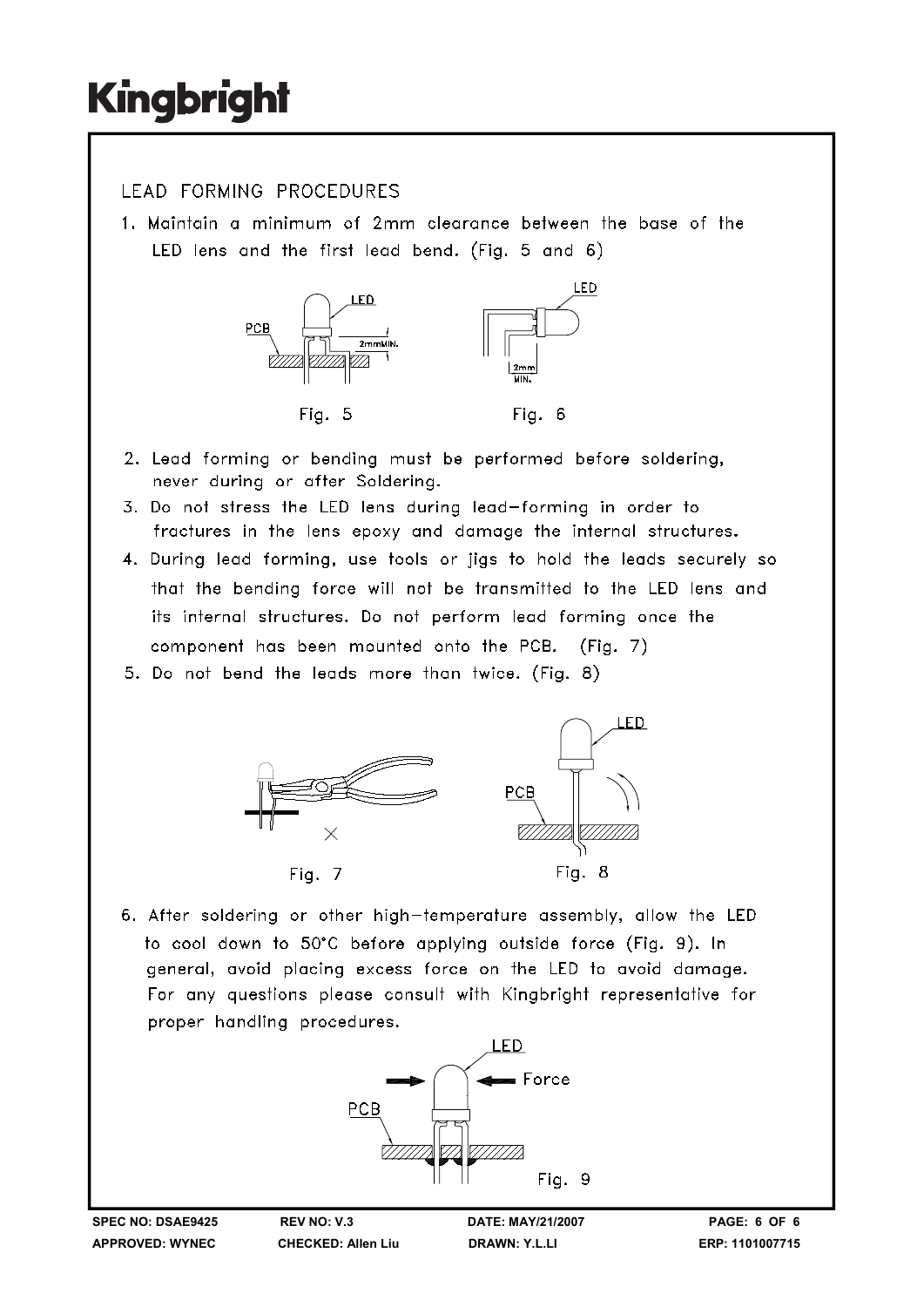## LEAD FORMING PROCEDURES

1. Maintain a minimum of 2mm clearance between the base of the LED lens and the first lead bend. (Fig. 5 and 6)

Fig. 5 Fig. 6

2. Lead forming or bending must be performed before soldering, never during or after Soldering.
3. Do not stress the LED lens during lead-forming in order to fractures in the lens epoxy and damage the internal structures.
4. During lead forming, use tools or jigs to hold the leads securely so that the bending force will not be transmitted to the LED lens and its internal structures. Do not perform lead forming once the component has been mounted onto the PCB. (Fig. 7)
5. Do not bend the leads more than twice. (Fig. 8)

Fig. 7 Fig. 8

6. After soldering or other high-temperature assembly, allow the LED to cool down to 50°C before applying outside force (Fig. 9). In general, avoid placing excess force on the LED to avoid damage. For any questions please consult with Kingbright representative for proper handling procedures.

Fig. 9

| SPEC NO: DSAE9425 | REV NO: V.3 | DATE: MAY/21/2007 |
|---|---|---|
| APPROVED: WYNEC | CHECKED: Allen Liu | DRAWN: Y.L.LI |

ERP: 1101007715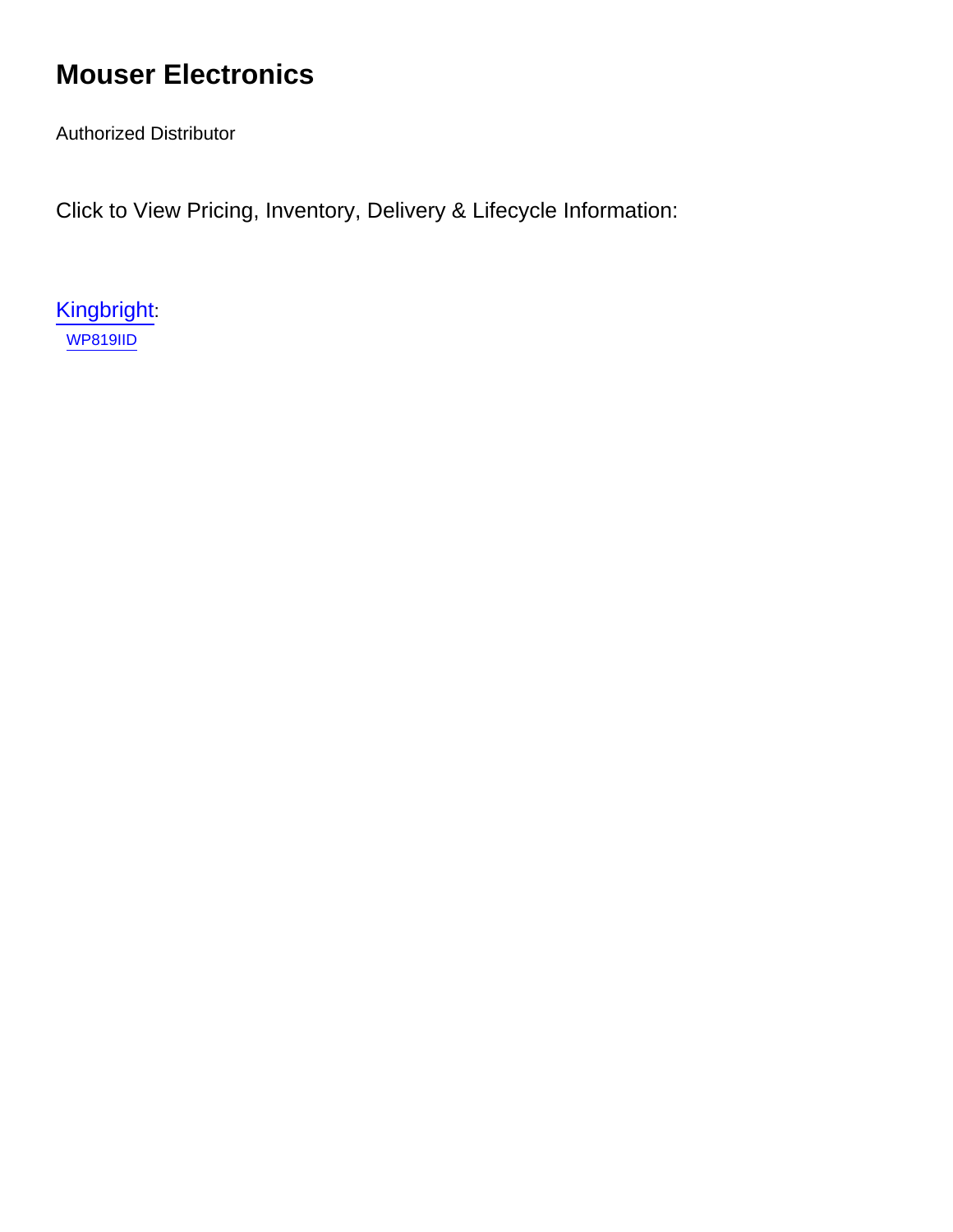# Mouser Electronics

Authorized Distributor

Click to View Pricing, Inventory, Delivery & Lifecycle Information:

Kingbright:

WP819IID